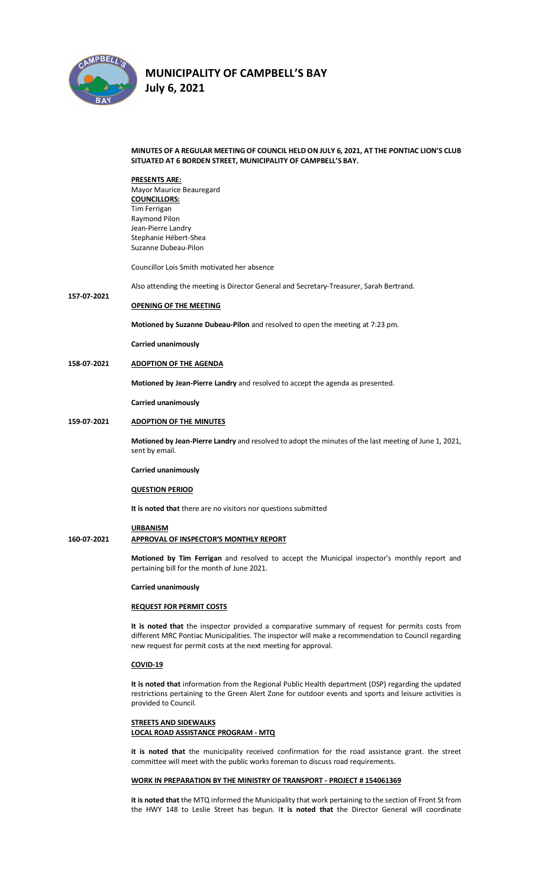# MUNICIPALITY OF CAMPBELL'S BAY
## July 6, 2021

**MINUTES OF A REGULAR MEETING OF COUNCIL HELD ON JULY 6, 2021, AT THE PONTIAC LION'S CLUB SITUATED AT 6 BORDEN STREET, MUNICIPALITY OF CAMPBELL'S BAY.**

**PRESENTS ARE:**
Mayor Maurice Beauregard
**COUNCILLORS:**
Tim Ferrigan
Raymond Pilon
Jean-Pierre Landry
Stephanie Hébert-Shea
Suzanne Dubeau-Pilon

Councillor Lois Smith motivated her absence

Also attending the meeting is Director General and Secretary-Treasurer, Sarah Bertrand.

**157-07-2021**

**OPENING OF THE MEETING**

**Motioned by Suzanne Dubeau-Pilon** and resolved to open the meeting at 7:23 pm.

**Carried unanimously**

**158-07-2021 ADOPTION OF THE AGENDA**

**Motioned by Jean-Pierre Landry** and resolved to accept the agenda as presented.

**Carried unanimously**

**159-07-2021 ADOPTION OF THE MINUTES**

**Motioned by Jean-Pierre Landry** and resolved to adopt the minutes of the last meeting of June 1, 2021, sent by email.

**Carried unanimously**

**QUESTION PERIOD**

**It is noted that** there are no visitors nor questions submitted

**URBANISM**

**160-07-2021 APPROVAL OF INSPECTOR'S MONTHLY REPORT**

**Motioned by Tim Ferrigan** and resolved to accept the Municipal inspector's monthly report and pertaining bill for the month of June 2021.

**Carried unanimously**

**REQUEST FOR PERMIT COSTS**

**It is noted that** the inspector provided a comparative summary of request for permits costs from different MRC Pontiac Municipalities. The inspector will make a recommendation to Council regarding new request for permit costs at the next meeting for approval.

**COVID-19**

**It is noted that** information from the Regional Public Health department (DSP) regarding the updated restrictions pertaining to the Green Alert Zone for outdoor events and sports and leisure activities is provided to Council.

**STREETS AND SIDEWALKS**
**LOCAL ROAD ASSISTANCE PROGRAM - MTQ**

**it is noted that** the municipality received confirmation for the road assistance grant. the street committee will meet with the public works foreman to discuss road requirements.

**WORK IN PREPARATION BY THE MINISTRY OF TRANSPORT - PROJECT # 154061369**

**it is noted that** the MTQ informed the Municipality that work pertaining to the section of Front St from the HWY 148 to Leslie Street has begun. I**t is noted that** the Director General will coordinate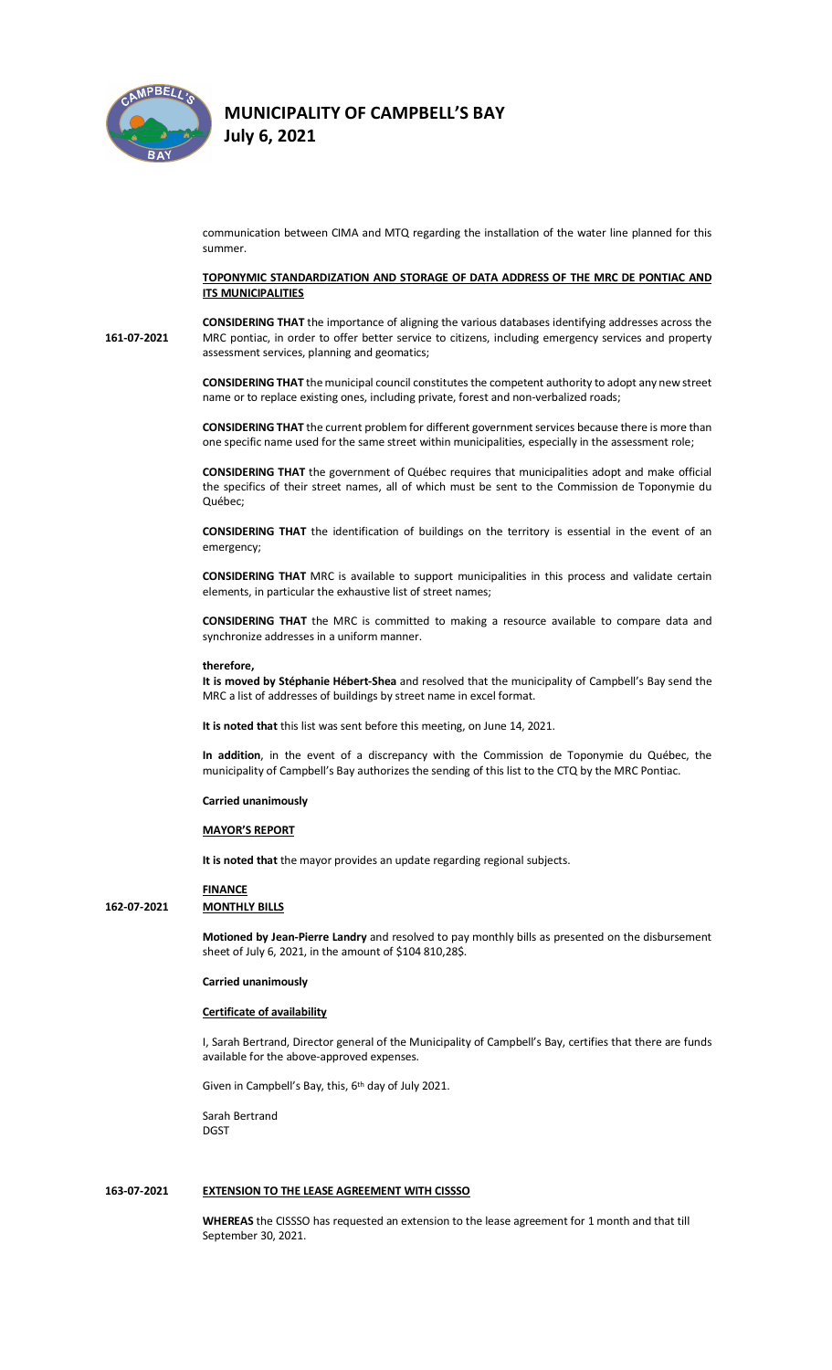communication between CIMA and MTQ regarding the installation of the water line planned for this summer.

**TOPONYMIC STANDARDIZATION AND STORAGE OF DATA ADDRESS OF THE MRC DE PONTIAC AND ITS MUNICIPALITIES**

**161-07-2021**

**CONSIDERING THAT** the importance of aligning the various databases identifying addresses across the MRC pontiac, in order to offer better service to citizens, including emergency services and property assessment services, planning and geomatics;

**CONSIDERING THAT** the municipal council constitutes the competent authority to adopt any new street name or to replace existing ones, including private, forest and non-verbalized roads;

**CONSIDERING THAT** the current problem for different government services because there is more than one specific name used for the same street within municipalities, especially in the assessment role;

**CONSIDERING THAT** the government of Québec requires that municipalities adopt and make official the specifics of their street names, all of which must be sent to the Commission de Toponymie du Québec;

**CONSIDERING THAT** the identification of buildings on the territory is essential in the event of an emergency;

**CONSIDERING THAT** MRC is available to support municipalities in this process and validate certain elements, in particular the exhaustive list of street names;

**CONSIDERING THAT** the MRC is committed to making a resource available to compare data and synchronize addresses in a uniform manner.

**therefore,**
**It is moved by Stéphanie Hébert-Shea** and resolved that the municipality of Campbell's Bay send the MRC a list of addresses of buildings by street name in excel format.

**It is noted that** this list was sent before this meeting, on June 14, 2021.

**In addition**, in the event of a discrepancy with the Commission de Toponymie du Québec, the municipality of Campbell's Bay authorizes the sending of this list to the CTQ by the MRC Pontiac.

**Carried unanimously**

**MAYOR'S REPORT**

**It is noted that** the mayor provides an update regarding regional subjects.

**FINANCE**

**162-07-2021** **MONTHLY BILLS**

**Motioned by Jean-Pierre Landry** and resolved to pay monthly bills as presented on the disbursement sheet of July 6, 2021, in the amount of $104 810,28$.

**Carried unanimously**

**Certificate of availability**

I, Sarah Bertrand, Director general of the Municipality of Campbell's Bay, certifies that there are funds available for the above-approved expenses.

Given in Campbell's Bay, this, 6th day of July 2021.

Sarah Bertrand
DGST

**163-07-2021** **EXTENSION TO THE LEASE AGREEMENT WITH CISSSO**

**WHEREAS** the CISSSO has requested an extension to the lease agreement for 1 month and that till September 30, 2021.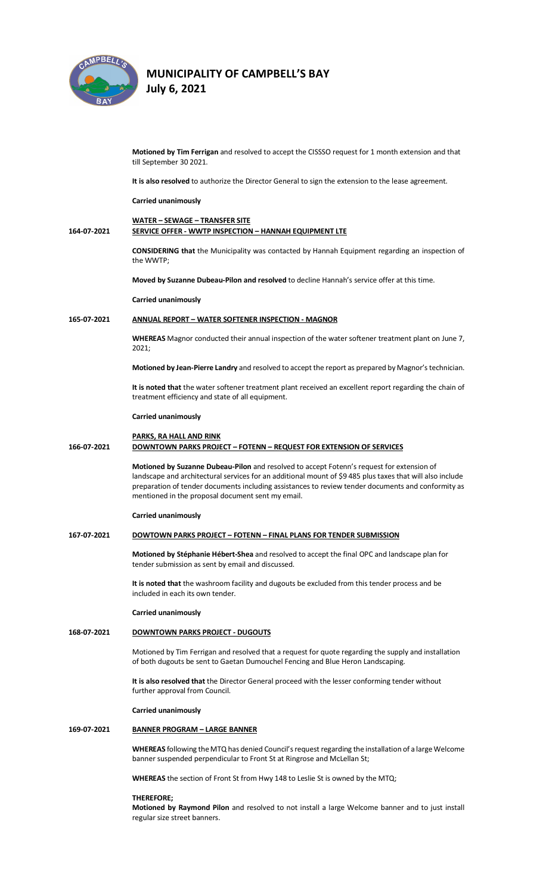**Motioned by Tim Ferrigan** and resolved to accept the CISSSO request for 1 month extension and that till September 30 2021.

**It is also resolved** to authorize the Director General to sign the extension to the lease agreement.

**Carried unanimously**

**WATER – SEWAGE – TRANSFER SITE**

**164-07-2021 SERVICE OFFER - WWTP INSPECTION – HANNAH EQUIPMENT LTE**

**CONSIDERING that** the Municipality was contacted by Hannah Equipment regarding an inspection of the WWTP;

**Moved by Suzanne Dubeau-Pilon and resolved** to decline Hannah's service offer at this time.

**Carried unanimously**

**165-07-2021 ANNUAL REPORT – WATER SOFTENER INSPECTION - MAGNOR**

**WHEREAS** Magnor conducted their annual inspection of the water softener treatment plant on June 7, 2021;

**Motioned by Jean-Pierre Landry** and resolved to accept the report as prepared by Magnor's technician.

**It is noted that** the water softener treatment plant received an excellent report regarding the chain of treatment efficiency and state of all equipment.

**Carried unanimously**

**PARKS, RA HALL AND RINK**

**166-07-2021 DOWNTOWN PARKS PROJECT – FOTENN – REQUEST FOR EXTENSION OF SERVICES**

**Motioned by Suzanne Dubeau-Pilon** and resolved to accept Fotenn's request for extension of landscape and architectural services for an additional mount of $9 485 plus taxes that will also include preparation of tender documents including assistances to review tender documents and conformity as mentioned in the proposal document sent my email.

**Carried unanimously**

**167-07-2021 DOWTOWN PARKS PROJECT – FOTENN – FINAL PLANS FOR TENDER SUBMISSION**

**Motioned by Stéphanie Hébert-Shea** and resolved to accept the final OPC and landscape plan for tender submission as sent by email and discussed.

**It is noted that** the washroom facility and dugouts be excluded from this tender process and be included in each its own tender.

**Carried unanimously**

**168-07-2021 DOWNTOWN PARKS PROJECT - DUGOUTS**

Motioned by Tim Ferrigan and resolved that a request for quote regarding the supply and installation of both dugouts be sent to Gaetan Dumouchel Fencing and Blue Heron Landscaping.

**It is also resolved that** the Director General proceed with the lesser conforming tender without further approval from Council.

**Carried unanimously**

**169-07-2021 BANNER PROGRAM – LARGE BANNER**

**WHEREAS** following the MTQ has denied Council's request regarding the installation of a large Welcome banner suspended perpendicular to Front St at Ringrose and McLellan St;

**WHEREAS** the section of Front St from Hwy 148 to Leslie St is owned by the MTQ;

**THEREFORE;**

**Motioned by Raymond Pilon** and resolved to not install a large Welcome banner and to just install regular size street banners.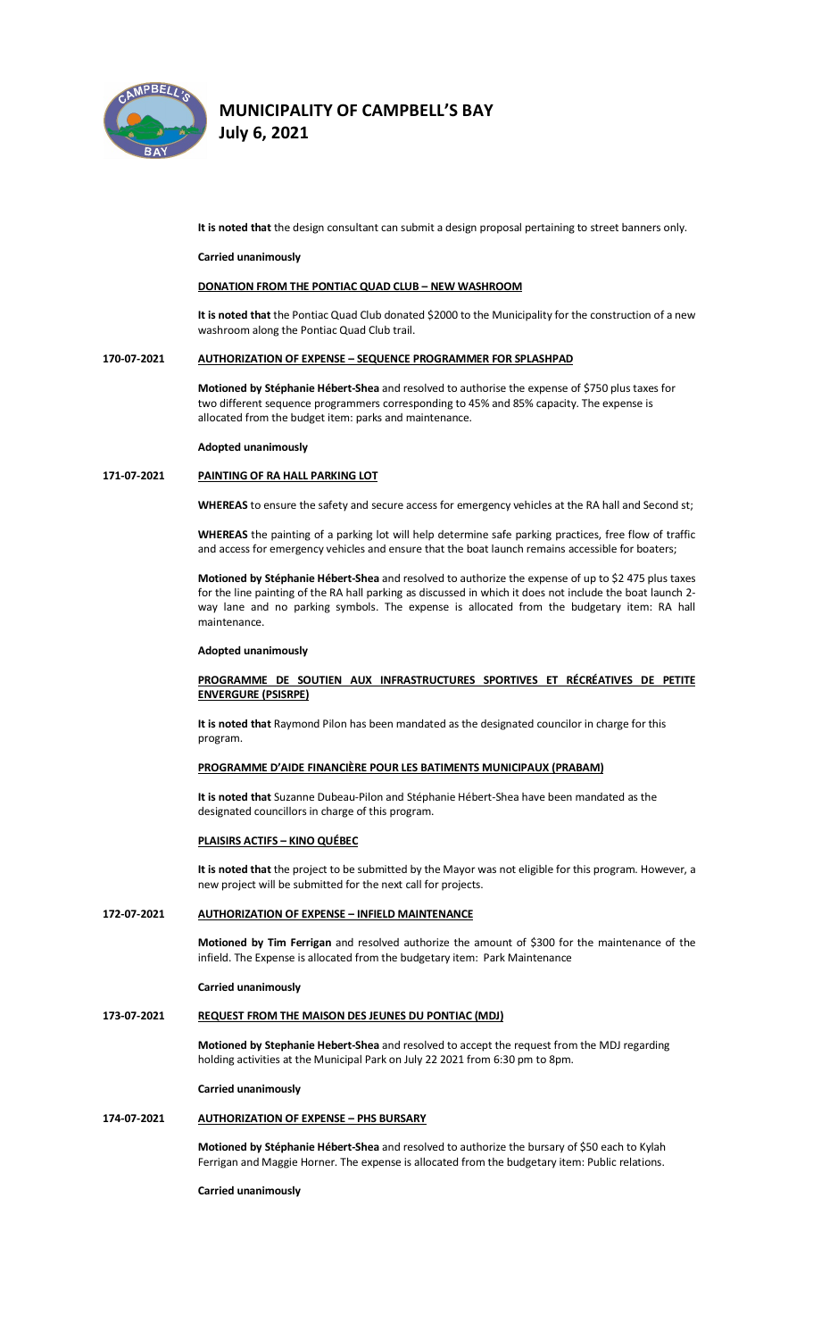**It is noted that** the design consultant can submit a design proposal pertaining to street banners only.

**Carried unanimously**

**DONATION FROM THE PONTIAC QUAD CLUB – NEW WASHROOM**

**It is noted that** the Pontiac Quad Club donated $2000 to the Municipality for the construction of a new washroom along the Pontiac Quad Club trail.

**170-07-2021 AUTHORIZATION OF EXPENSE – SEQUENCE PROGRAMMER FOR SPLASHPAD**

**Motioned by Stéphanie Hébert-Shea** and resolved to authorise the expense of $750 plus taxes for two different sequence programmers corresponding to 45% and 85% capacity. The expense is allocated from the budget item: parks and maintenance.

**Adopted unanimously**

**171-07-2021 PAINTING OF RA HALL PARKING LOT**

**WHEREAS** to ensure the safety and secure access for emergency vehicles at the RA hall and Second st;

**WHEREAS** the painting of a parking lot will help determine safe parking practices, free flow of traffic and access for emergency vehicles and ensure that the boat launch remains accessible for boaters;

**Motioned by Stéphanie Hébert-Shea** and resolved to authorize the expense of up to $2 475 plus taxes for the line painting of the RA hall parking as discussed in which it does not include the boat launch 2-way lane and no parking symbols. The expense is allocated from the budgetary item: RA hall maintenance.

**Adopted unanimously**

**PROGRAMME DE SOUTIEN AUX INFRASTRUCTURES SPORTIVES ET RÉCRÉATIVES DE PETITE ENVERGURE (PSISRPE)**

**It is noted that** Raymond Pilon has been mandated as the designated councilor in charge for this program.

**PROGRAMME D'AIDE FINANCIÈRE POUR LES BATIMENTS MUNICIPAUX (PRABAM)**

**It is noted that** Suzanne Dubeau-Pilon and Stéphanie Hébert-Shea have been mandated as the designated councillors in charge of this program.

**PLAISIRS ACTIFS – KINO QUÉBEC**

**It is noted that** the project to be submitted by the Mayor was not eligible for this program. However, a new project will be submitted for the next call for projects.

**172-07-2021 AUTHORIZATION OF EXPENSE – INFIELD MAINTENANCE**

**Motioned by Tim Ferrigan** and resolved authorize the amount of $300 for the maintenance of the infield. The Expense is allocated from the budgetary item: Park Maintenance

**Carried unanimously**

**173-07-2021 REQUEST FROM THE MAISON DES JEUNES DU PONTIAC (MDJ)**

**Motioned by Stephanie Hebert-Shea** and resolved to accept the request from the MDJ regarding holding activities at the Municipal Park on July 22 2021 from 6:30 pm to 8pm.

**Carried unanimously**

**174-07-2021 AUTHORIZATION OF EXPENSE – PHS BURSARY**

**Motioned by Stéphanie Hébert-Shea** and resolved to authorize the bursary of $50 each to Kylah Ferrigan and Maggie Horner. The expense is allocated from the budgetary item: Public relations.

**Carried unanimously**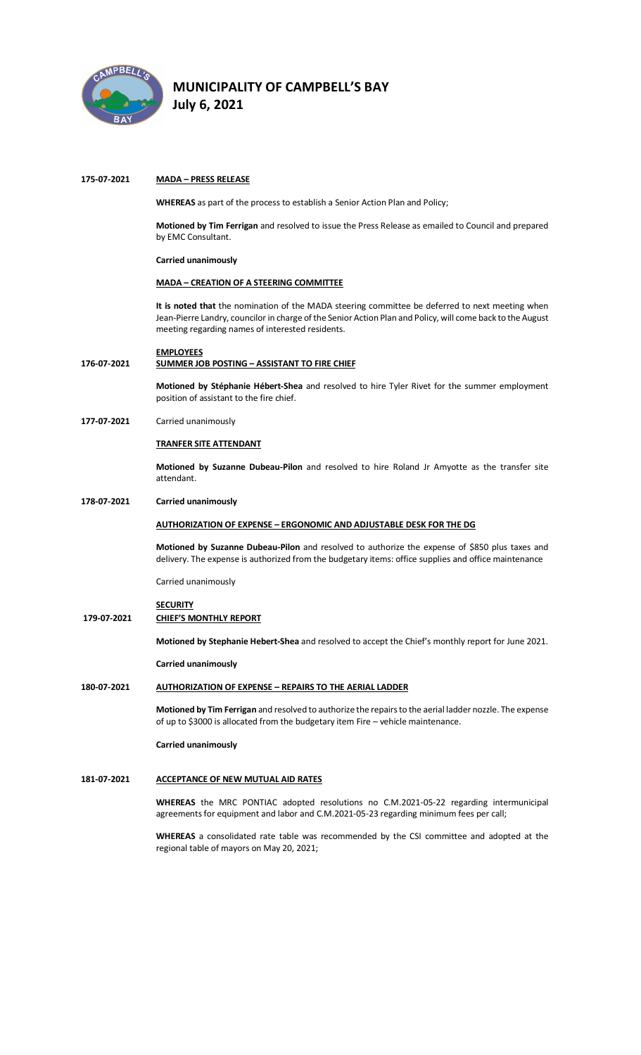# MUNICIPALITY OF CAMPBELL'S BAY
**July 6, 2021**

**175-07-2021** **MADA – PRESS RELEASE**

**WHEREAS** as part of the process to establish a Senior Action Plan and Policy;

**Motioned by Tim Ferrigan** and resolved to issue the Press Release as emailed to Council and prepared by EMC Consultant.

**Carried unanimously**

**MADA – CREATION OF A STEERING COMMITTEE**

**It is noted that** the nomination of the MADA steering committee be deferred to next meeting when Jean-Pierre Landry, councilor in charge of the Senior Action Plan and Policy, will come back to the August meeting regarding names of interested residents.

**EMPLOYEES**

**176-07-2021** **SUMMER JOB POSTING – ASSISTANT TO FIRE CHIEF**

**Motioned by Stéphanie Hébert-Shea** and resolved to hire Tyler Rivet for the summer employment position of assistant to the fire chief.

**177-07-2021** Carried unanimously

**TRANFER SITE ATTENDANT**

**Motioned by Suzanne Dubeau-Pilon** and resolved to hire Roland Jr Amyotte as the transfer site attendant.

**178-07-2021** **Carried unanimously**

**AUTHORIZATION OF EXPENSE – ERGONOMIC AND ADJUSTABLE DESK FOR THE DG**

**Motioned by Suzanne Dubeau-Pilon** and resolved to authorize the expense of $850 plus taxes and delivery. The expense is authorized from the budgetary items: office supplies and office maintenance

Carried unanimously

**SECURITY**

**179-07-2021** **CHIEF'S MONTHLY REPORT**

**Motioned by Stephanie Hebert-Shea** and resolved to accept the Chief's monthly report for June 2021.

**Carried unanimously**

**180-07-2021** **AUTHORIZATION OF EXPENSE – REPAIRS TO THE AERIAL LADDER**

**Motioned by Tim Ferrigan** and resolved to authorize the repairs to the aerial ladder nozzle. The expense of up to $3000 is allocated from the budgetary item Fire – vehicle maintenance.

**Carried unanimously**

**181-07-2021** **ACCEPTANCE OF NEW MUTUAL AID RATES**

**WHEREAS** the MRC PONTIAC adopted resolutions no C.M.2021-05-22 regarding intermunicipal agreements for equipment and labor and C.M.2021-05-23 regarding minimum fees per call;

**WHEREAS** a consolidated rate table was recommended by the CSI committee and adopted at the regional table of mayors on May 20, 2021;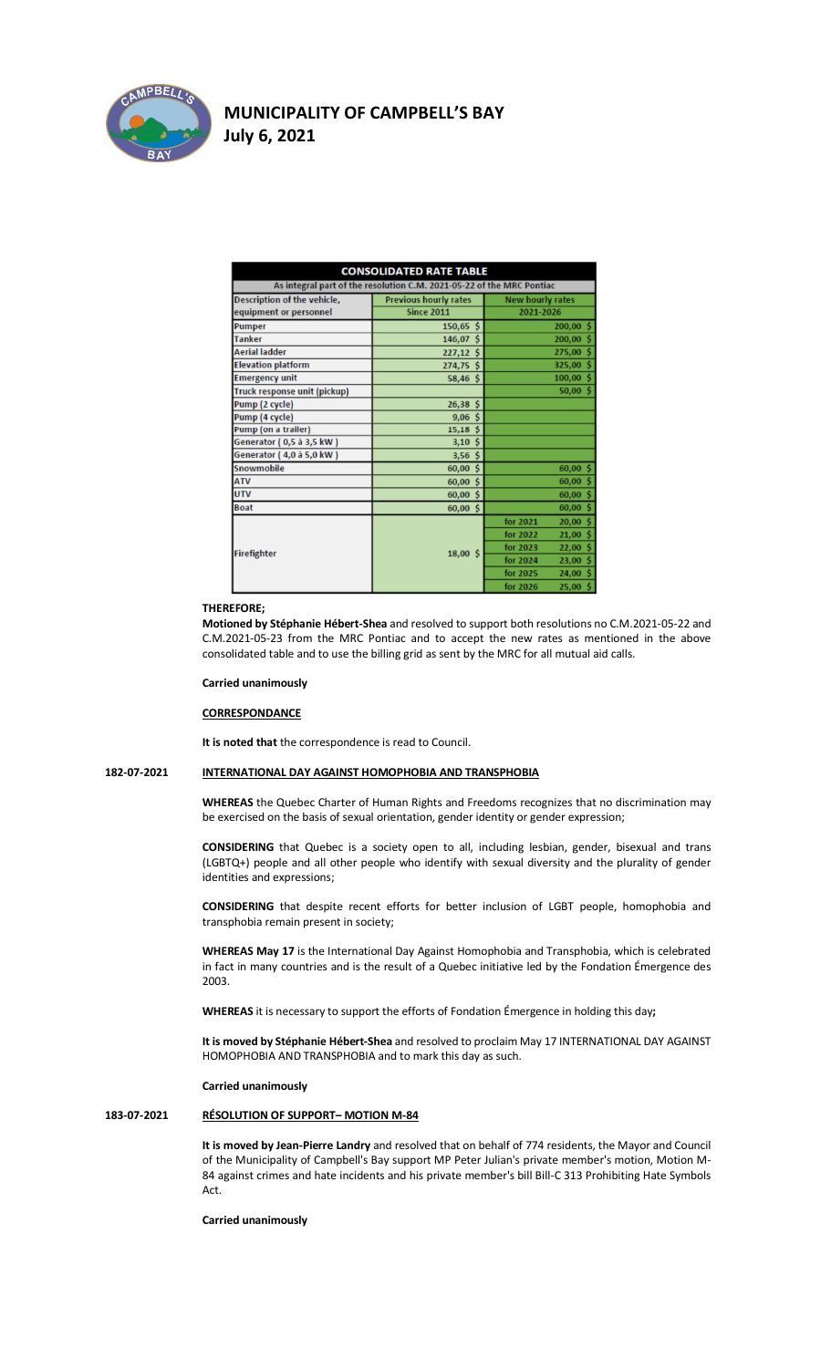# MUNICIPALITY OF CAMPBELL'S BAY

**July 6, 2021**

| CONSOLIDATED RATE TABLE | | |
|---|---|---|
| As integral part of the resolution C.M. 2021-05-22 of the MRC Pontiac | | |
| Description of the vehicle, equipment or personnel | Previous hourly rates Since 2011 | New hourly rates 2021-2026 |
| Pumper | 150,65 $ | 200,00 $ |
| Tanker | 146,07 $ | 200,00 $ |
| Aerial ladder | 227,12 $ | 275,00 $ |
| Elevation platform | 274,75 $ | 325,00 $ |
| Emergency unit | 58,46 $ | 100,00 $ |
| Truck response unit (pickup) | | 50,00 $ |
| Pump (2 cycle) | 26,38 $ | |
| Pump (4 cycle) | 9,06 $ | |
| Pump (on a trailer) | 15,18 $ | |
| Generator ( 0,5 à 3,5 kW ) | 3,10 $ | |
| Generator ( 4,0 à 5,0 kW ) | 3,56 $ | |
| Snowmobile | 60,00 $ | 60,00 $ |
| ATV | 60,00 $ | 60,00 $ |
| UTV | 60,00 $ | 60,00 $ |
| Boat | 60,00 $ | 60,00 $ |
| Firefighter | 18,00 $ | for 2021 20,00 $ |
| | | for 2022 21,00 $ |
| | | for 2023 22,00 $ |
| | | for 2024 23,00 $ |
| | | for 2025 24,00 $ |
| | | for 2026 25,00 $ |

**THEREFORE;**

**Motioned by Stéphanie Hébert-Shea** and resolved to support both resolutions no C.M.2021-05-22 and C.M.2021-05-23 from the MRC Pontiac and to accept the new rates as mentioned in the above consolidated table and to use the billing grid as sent by the MRC for all mutual aid calls.

**Carried unanimously**

**CORRESPONDANCE**

**It is noted that** the correspondence is read to Council.

**182-07-2021** **INTERNATIONAL DAY AGAINST HOMOPHOBIA AND TRANSPHOBIA**

**WHEREAS** the Quebec Charter of Human Rights and Freedoms recognizes that no discrimination may be exercised on the basis of sexual orientation, gender identity or gender expression;

**CONSIDERING** that Quebec is a society open to all, including lesbian, gender, bisexual and trans (LGBTQ+) people and all other people who identify with sexual diversity and the plurality of gender identities and expressions;

**CONSIDERING** that despite recent efforts for better inclusion of LGBT people, homophobia and transphobia remain present in society;

**WHEREAS May 17** is the International Day Against Homophobia and Transphobia, which is celebrated in fact in many countries and is the result of a Quebec initiative led by the Fondation Émergence des 2003.

**WHEREAS** it is necessary to support the efforts of Fondation Émergence in holding this day**;**

**It is moved by Stéphanie Hébert-Shea** and resolved to proclaim May 17 INTERNATIONAL DAY AGAINST HOMOPHOBIA AND TRANSPHOBIA and to mark this day as such.

**Carried unanimously**

**183-07-2021** **RÉSOLUTION OF SUPPORT– MOTION M-84**

**It is moved by Jean-Pierre Landry** and resolved that on behalf of 774 residents, the Mayor and Council of the Municipality of Campbell's Bay support MP Peter Julian's private member's motion, Motion M-84 against crimes and hate incidents and his private member's bill Bill-C 313 Prohibiting Hate Symbols Act.

**Carried unanimously**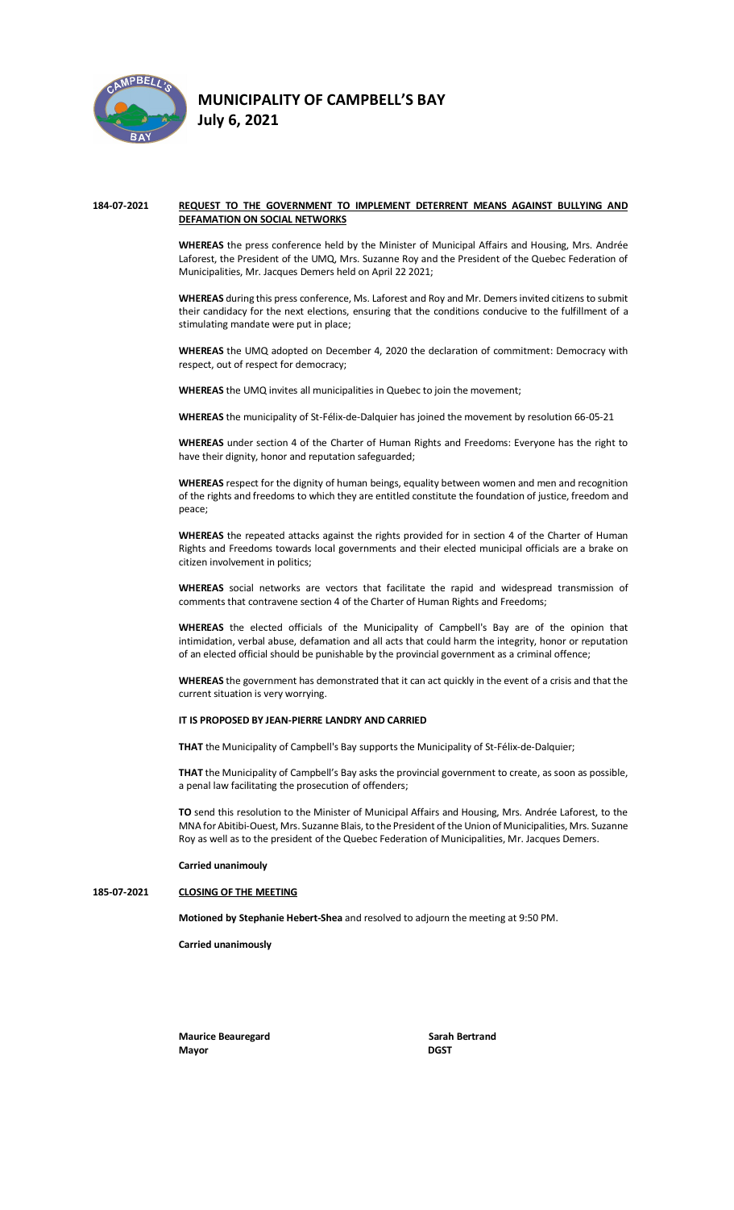# MUNICIPALITY OF CAMPBELL'S BAY
## July 6, 2021

**184-07-2021** **REQUEST TO THE GOVERNMENT TO IMPLEMENT DETERRENT MEANS AGAINST BULLYING AND DEFAMATION ON SOCIAL NETWORKS**

**WHEREAS** the press conference held by the Minister of Municipal Affairs and Housing, Mrs. Andrée Laforest, the President of the UMQ, Mrs. Suzanne Roy and the President of the Quebec Federation of Municipalities, Mr. Jacques Demers held on April 22 2021;

**WHEREAS** during this press conference, Ms. Laforest and Roy and Mr. Demers invited citizens to submit their candidacy for the next elections, ensuring that the conditions conducive to the fulfillment of a stimulating mandate were put in place;

**WHEREAS** the UMQ adopted on December 4, 2020 the declaration of commitment: Democracy with respect, out of respect for democracy;

**WHEREAS** the UMQ invites all municipalities in Quebec to join the movement;

**WHEREAS** the municipality of St-Félix-de-Dalquier has joined the movement by resolution 66-05-21

**WHEREAS** under section 4 of the Charter of Human Rights and Freedoms: Everyone has the right to have their dignity, honor and reputation safeguarded;

**WHEREAS** respect for the dignity of human beings, equality between women and men and recognition of the rights and freedoms to which they are entitled constitute the foundation of justice, freedom and peace;

**WHEREAS** the repeated attacks against the rights provided for in section 4 of the Charter of Human Rights and Freedoms towards local governments and their elected municipal officials are a brake on citizen involvement in politics;

**WHEREAS** social networks are vectors that facilitate the rapid and widespread transmission of comments that contravene section 4 of the Charter of Human Rights and Freedoms;

**WHEREAS** the elected officials of the Municipality of Campbell's Bay are of the opinion that intimidation, verbal abuse, defamation and all acts that could harm the integrity, honor or reputation of an elected official should be punishable by the provincial government as a criminal offence;

**WHEREAS** the government has demonstrated that it can act quickly in the event of a crisis and that the current situation is very worrying.

**IT IS PROPOSED BY JEAN-PIERRE LANDRY AND CARRIED**

**THAT** the Municipality of Campbell's Bay supports the Municipality of St-Félix-de-Dalquier;

**THAT** the Municipality of Campbell's Bay asks the provincial government to create, as soon as possible, a penal law facilitating the prosecution of offenders;

**TO** send this resolution to the Minister of Municipal Affairs and Housing, Mrs. Andrée Laforest, to the MNA for Abitibi-Ouest, Mrs. Suzanne Blais, to the President of the Union of Municipalities, Mrs. Suzanne Roy as well as to the president of the Quebec Federation of Municipalities, Mr. Jacques Demers.

**Carried unanimouly**

**185-07-2021** **CLOSING OF THE MEETING**

**Motioned by Stephanie Hebert-Shea** and resolved to adjourn the meeting at 9:50 PM.

**Carried unanimously**

**Maurice Beauregard**
**Mayor**

**Sarah Bertrand**
**DGST**